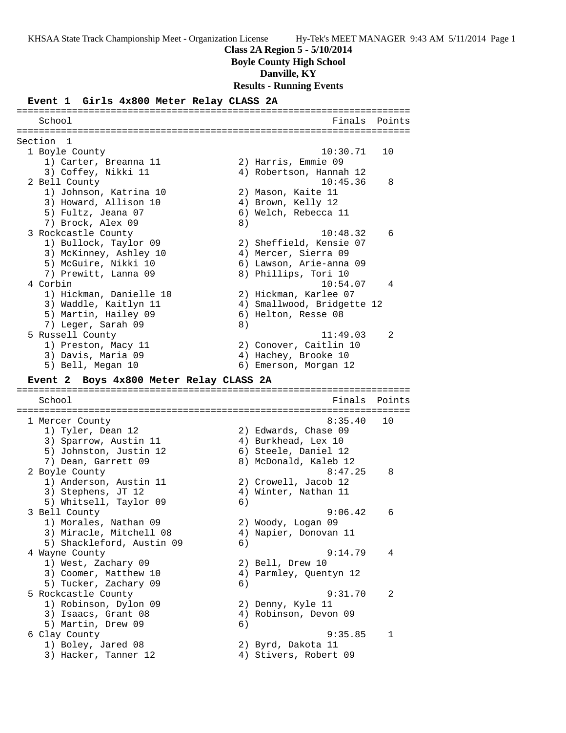**Class 2A Region 5 - 5/10/2014**

**Boyle County High School**

**Danville, KY**

**Results - Running Events**

### Event 1 Girls 4x800 Meter Relay CLASS 2A

| School | Finals | Points |
|---|---|---|
| Section 1 | | |
| 1 Boyle County | 10:30.71 | 10 |
| 1) Carter, Breanna 11; 2) Harris, Emmie 09; 3) Coffey, Nikki 11; 4) Robertson, Hannah 12 | | |
| 2 Bell County | 10:45.36 | 8 |
| 1) Johnson, Katrina 10; 2) Mason, Kaite 11; 3) Howard, Allison 10; 4) Brown, Kelly 12; 5) Fultz, Jeana 07; 6) Welch, Rebecca 11; 7) Brock, Alex 09; 8) | | |
| 3 Rockcastle County | 10:48.32 | 6 |
| 1) Bullock, Taylor 09; 2) Sheffield, Kensie 07; 3) McKinney, Ashley 10; 4) Mercer, Sierra 09; 5) McGuire, Nikki 10; 6) Lawson, Arie-anna 09; 7) Prewitt, Lanna 09; 8) Phillips, Tori 10 | | |
| 4 Corbin | 10:54.07 | 4 |
| 1) Hickman, Danielle 10; 2) Hickman, Karlee 07; 3) Waddle, Kaitlyn 11; 4) Smallwood, Bridgette 12; 5) Martin, Hailey 09; 6) Helton, Resse 08; 7) Leger, Sarah 09; 8) | | |
| 5 Russell County | 11:49.03 | 2 |
| 1) Preston, Macy 11; 2) Conover, Caitlin 10; 3) Davis, Maria 09; 4) Hachey, Brooke 10; 5) Bell, Megan 10; 6) Emerson, Morgan 12 | | |

### Event 2 Boys 4x800 Meter Relay CLASS 2A

| School | Finals | Points |
|---|---|---|
| 1 Mercer County | 8:35.40 | 10 |
| 1) Tyler, Dean 12; 2) Edwards, Chase 09; 3) Sparrow, Austin 11; 4) Burkhead, Lex 10; 5) Johnston, Justin 12; 6) Steele, Daniel 12; 7) Dean, Garrett 09; 8) McDonald, Kaleb 12 | | |
| 2 Boyle County | 8:47.25 | 8 |
| 1) Anderson, Austin 11; 2) Crowell, Jacob 12; 3) Stephens, JT 12; 4) Winter, Nathan 11; 5) Whitsell, Taylor 09; 6) | | |
| 3 Bell County | 9:06.42 | 6 |
| 1) Morales, Nathan 09; 2) Woody, Logan 09; 3) Miracle, Mitchell 08; 4) Napier, Donovan 11; 5) Shackleford, Austin 09; 6) | | |
| 4 Wayne County | 9:14.79 | 4 |
| 1) West, Zachary 09; 2) Bell, Drew 10; 3) Coomer, Matthew 10; 4) Parmley, Quentyn 12; 5) Tucker, Zachary 09; 6) | | |
| 5 Rockcastle County | 9:31.70 | 2 |
| 1) Robinson, Dylon 09; 2) Denny, Kyle 11; 3) Isaacs, Grant 08; 4) Robinson, Devon 09; 5) Martin, Drew 09; 6) | | |
| 6 Clay County | 9:35.85 | 1 |
| 1) Boley, Jared 08; 2) Byrd, Dakota 11; 3) Hacker, Tanner 12; 4) Stivers, Robert 09 | | |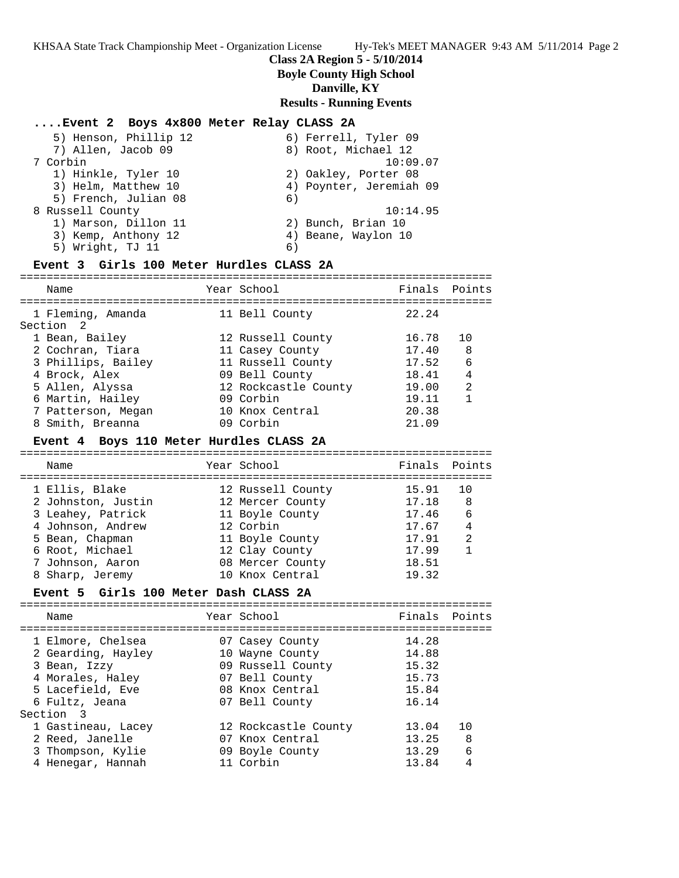**Class 2A Region 5 - 5/10/2014**
**Boyle County High School**
**Danville, KY**
**Results - Running Events**

### ....Event 2 Boys 4x800 Meter Relay CLASS 2A

```
   5) Henson, Phillip 12              6) Ferrell, Tyler 09
   7) Allen, Jacob 09                 8) Root, Michael 12
 7 Corbin                                         10:09.07
   1) Hinkle, Tyler 10                2) Oakley, Porter 08
   3) Helm, Matthew 10                4) Poynter, Jeremiah 09
   5) French, Julian 08               6)
 8 Russell County                                 10:14.95
   1) Marson, Dillon 11               2) Bunch, Brian 10
   3) Kemp, Anthony 12                4) Beane, Waylon 10
   5) Wright, TJ 11                   6)
```

### Event 3 Girls 100 Meter Hurdles CLASS 2A

| Name | Year | School | Finals | Points |
|---|---|---|---|---|
| 1 Fleming, Amanda | 11 | Bell County | 22.24 | |
| **Section 2** | | | | |
| 1 Bean, Bailey | 12 | Russell County | 16.78 | 10 |
| 2 Cochran, Tiara | 11 | Casey County | 17.40 | 8 |
| 3 Phillips, Bailey | 11 | Russell County | 17.52 | 6 |
| 4 Brock, Alex | 09 | Bell County | 18.41 | 4 |
| 5 Allen, Alyssa | 12 | Rockcastle County | 19.00 | 2 |
| 6 Martin, Hailey | 09 | Corbin | 19.11 | 1 |
| 7 Patterson, Megan | 10 | Knox Central | 20.38 | |
| 8 Smith, Breanna | 09 | Corbin | 21.09 | |

### Event 4 Boys 110 Meter Hurdles CLASS 2A

| Name | Year | School | Finals | Points |
|---|---|---|---|---|
| 1 Ellis, Blake | 12 | Russell County | 15.91 | 10 |
| 2 Johnston, Justin | 12 | Mercer County | 17.18 | 8 |
| 3 Leahey, Patrick | 11 | Boyle County | 17.46 | 6 |
| 4 Johnson, Andrew | 12 | Corbin | 17.67 | 4 |
| 5 Bean, Chapman | 11 | Boyle County | 17.91 | 2 |
| 6 Root, Michael | 12 | Clay County | 17.99 | 1 |
| 7 Johnson, Aaron | 08 | Mercer County | 18.51 | |
| 8 Sharp, Jeremy | 10 | Knox Central | 19.32 | |

### Event 5 Girls 100 Meter Dash CLASS 2A

| Name | Year | School | Finals | Points |
|---|---|---|---|---|
| 1 Elmore, Chelsea | 07 | Casey County | 14.28 | |
| 2 Gearding, Hayley | 10 | Wayne County | 14.88 | |
| 3 Bean, Izzy | 09 | Russell County | 15.32 | |
| 4 Morales, Haley | 07 | Bell County | 15.73 | |
| 5 Lacefield, Eve | 08 | Knox Central | 15.84 | |
| 6 Fultz, Jeana | 07 | Bell County | 16.14 | |
| **Section 3** | | | | |
| 1 Gastineau, Lacey | 12 | Rockcastle County | 13.04 | 10 |
| 2 Reed, Janelle | 07 | Knox Central | 13.25 | 8 |
| 3 Thompson, Kylie | 09 | Boyle County | 13.29 | 6 |
| 4 Henegar, Hannah | 11 | Corbin | 13.84 | 4 |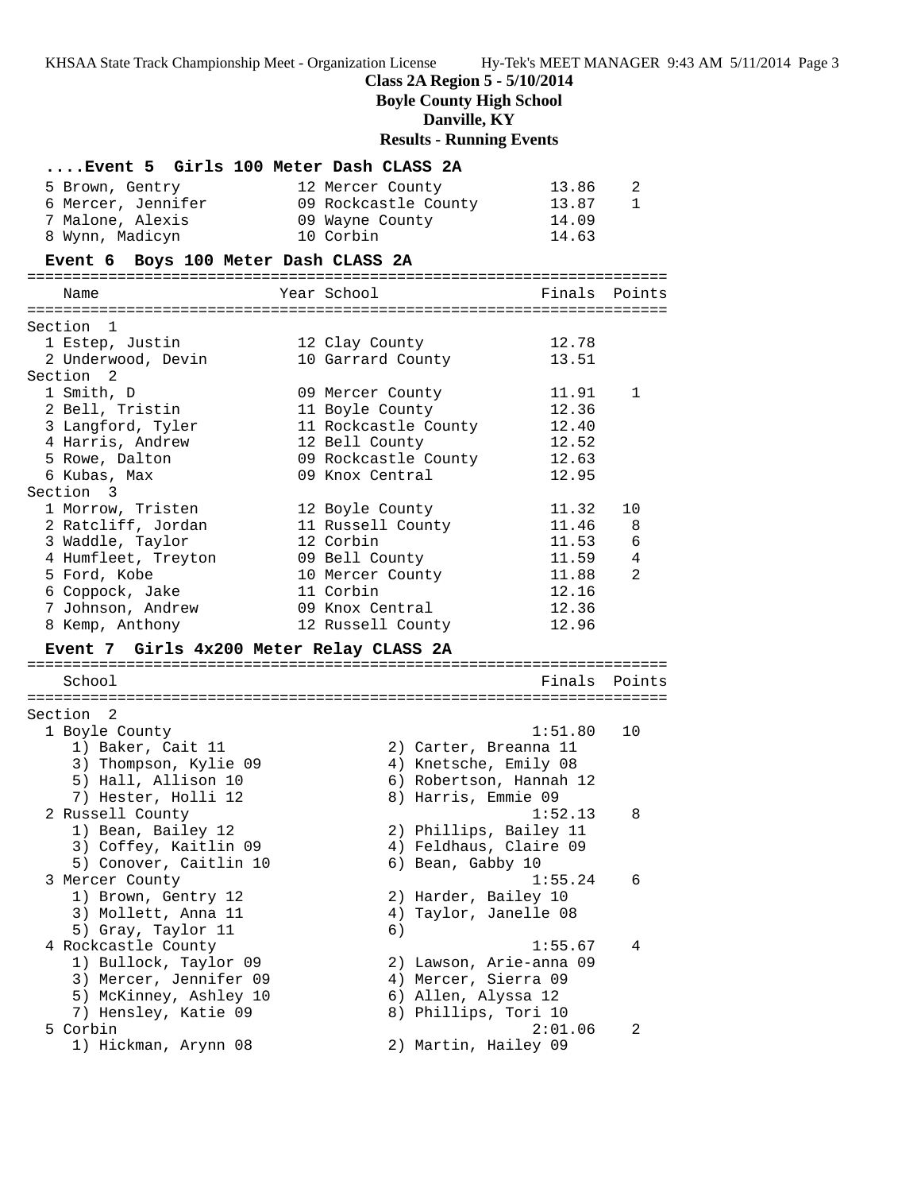## Class 2A Region 5 - 5/10/2014
**Boyle County High School**
**Danville, KY**
**Results - Running Events**

### ....Event 5 Girls 100 Meter Dash CLASS 2A

| Name | Year | School | Finals | Points |
|---|---|---|---|---|
| 5 Brown, Gentry | 12 | Mercer County | 13.86 | 2 |
| 6 Mercer, Jennifer | 09 | Rockcastle County | 13.87 | 1 |
| 7 Malone, Alexis | 09 | Wayne County | 14.09 | |
| 8 Wynn, Madicyn | 10 | Corbin | 14.63 | |

### Event 6 Boys 100 Meter Dash CLASS 2A

| Name | Year | School | Finals | Points |
|---|---|---|---|---|
| **Section 1** | | | | |
| 1 Estep, Justin | 12 | Clay County | 12.78 | |
| 2 Underwood, Devin | 10 | Garrard County | 13.51 | |
| **Section 2** | | | | |
| 1 Smith, D | 09 | Mercer County | 11.91 | 1 |
| 2 Bell, Tristin | 11 | Boyle County | 12.36 | |
| 3 Langford, Tyler | 11 | Rockcastle County | 12.40 | |
| 4 Harris, Andrew | 12 | Bell County | 12.52 | |
| 5 Rowe, Dalton | 09 | Rockcastle County | 12.63 | |
| 6 Kubas, Max | 09 | Knox Central | 12.95 | |
| **Section 3** | | | | |
| 1 Morrow, Tristen | 12 | Boyle County | 11.32 | 10 |
| 2 Ratcliff, Jordan | 11 | Russell County | 11.46 | 8 |
| 3 Waddle, Taylor | 12 | Corbin | 11.53 | 6 |
| 4 Humfleet, Treyton | 09 | Bell County | 11.59 | 4 |
| 5 Ford, Kobe | 10 | Mercer County | 11.88 | 2 |
| 6 Coppock, Jake | 11 | Corbin | 12.16 | |
| 7 Johnson, Andrew | 09 | Knox Central | 12.36 | |
| 8 Kemp, Anthony | 12 | Russell County | 12.96 | |

### Event 7 Girls 4x200 Meter Relay CLASS 2A

| School | Finals | Points |
|---|---|---|
| **Section 2** | | |
| 1 Boyle County | 1:51.80 | 10 |
| 2 Russell County | 1:52.13 | 8 |
| 3 Mercer County | 1:55.24 | 6 |
| 4 Rockcastle County | 1:55.67 | 4 |
| 5 Corbin | 2:01.06 | 2 |

1 Boyle County — 1:51.80 — 10
1) Baker, Cait 11; 2) Carter, Breanna 11; 3) Thompson, Kylie 09; 4) Knetsche, Emily 08; 5) Hall, Allison 10; 6) Robertson, Hannah 12; 7) Hester, Holli 12; 8) Harris, Emmie 09

2 Russell County — 1:52.13 — 8
1) Bean, Bailey 12; 2) Phillips, Bailey 11; 3) Coffey, Kaitlin 09; 4) Feldhaus, Claire 09; 5) Conover, Caitlin 10; 6) Bean, Gabby 10

3 Mercer County — 1:55.24 — 6
1) Brown, Gentry 12; 2) Harder, Bailey 10; 3) Mollett, Anna 11; 4) Taylor, Janelle 08; 5) Gray, Taylor 11; 6)

4 Rockcastle County — 1:55.67 — 4
1) Bullock, Taylor 09; 2) Lawson, Arie-anna 09; 3) Mercer, Jennifer 09; 4) Mercer, Sierra 09; 5) McKinney, Ashley 10; 6) Allen, Alyssa 12; 7) Hensley, Katie 09; 8) Phillips, Tori 10

5 Corbin — 2:01.06 — 2
1) Hickman, Arynn 08; 2) Martin, Hailey 09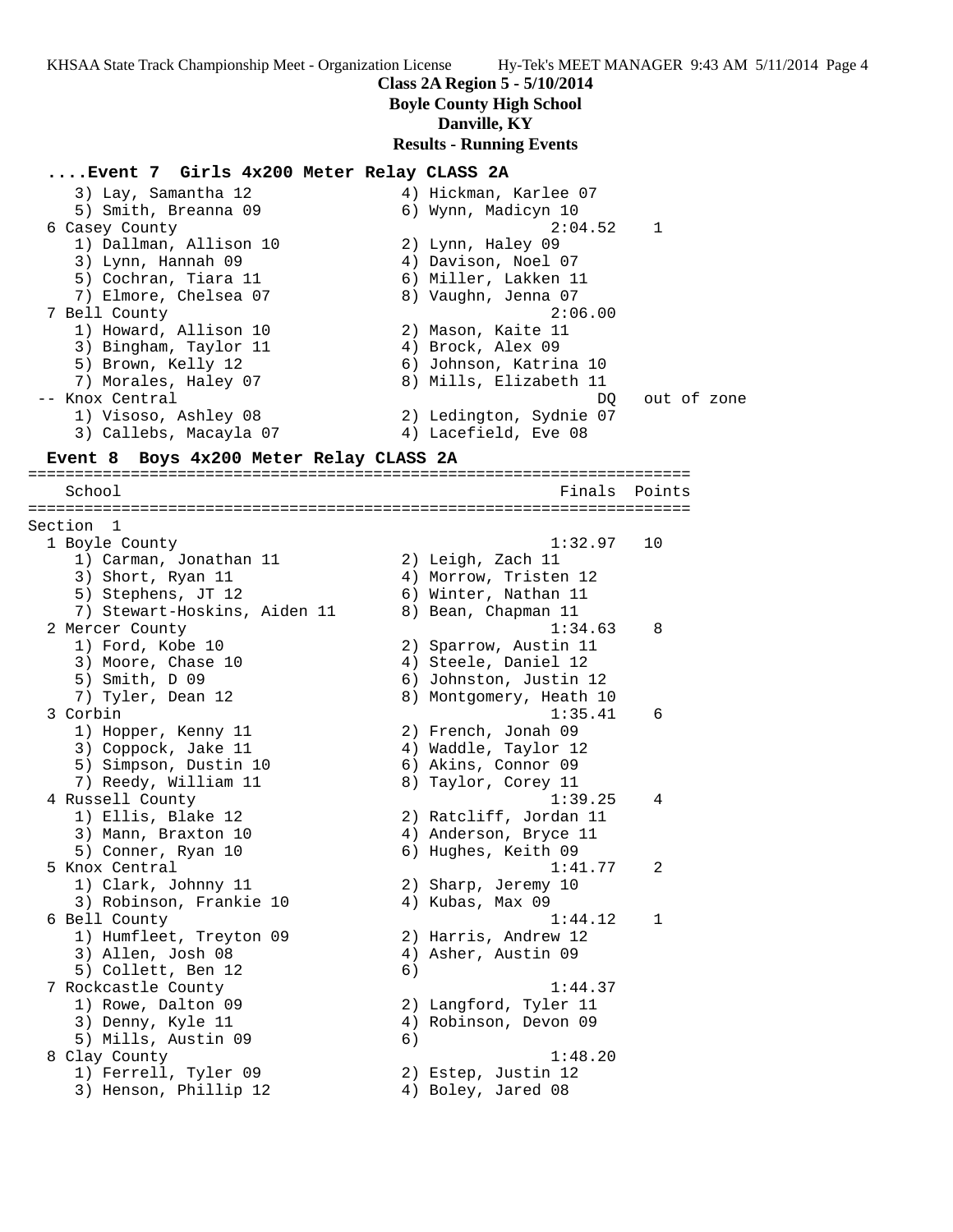## Class 2A Region 5 - 5/10/2014
**Boyle County High School**
**Danville, KY**
**Results - Running Events**

### ....Event 7 Girls 4x200 Meter Relay CLASS 2A

```
    3) Lay, Samantha 12               4) Hickman, Karlee 07
    5) Smith, Breanna 09              6) Wynn, Madicyn 10
  6 Casey County                                   2:04.52    1
    1) Dallman, Allison 10            2) Lynn, Haley 09
    3) Lynn, Hannah 09                4) Davison, Noel 07
    5) Cochran, Tiara 11              6) Miller, Lakken 11
    7) Elmore, Chelsea 07             8) Vaughn, Jenna 07
  7 Bell County                                    2:06.00
    1) Howard, Allison 10             2) Mason, Kaite 11
    3) Bingham, Taylor 11             4) Brock, Alex 09
    5) Brown, Kelly 12                6) Johnson, Katrina 10
    7) Morales, Haley 07              8) Mills, Elizabeth 11
 -- Knox Central                                        DQ   out of zone
    1) Visoso, Ashley 08              2) Ledington, Sydnie 07
    3) Callebs, Macayla 07            4) Lacefield, Eve 08
```

### Event 8 Boys 4x200 Meter Relay CLASS 2A

```
=======================================================================
    School                                            Finals  Points
=======================================================================
Section  1
  1 Boyle County                                   1:32.97   10
    1) Carman, Jonathan 11            2) Leigh, Zach 11
    3) Short, Ryan 11                 4) Morrow, Tristen 12
    5) Stephens, JT 12                6) Winter, Nathan 11
    7) Stewart-Hoskins, Aiden 11      8) Bean, Chapman 11
  2 Mercer County                                  1:34.63    8
    1) Ford, Kobe 10                  2) Sparrow, Austin 11
    3) Moore, Chase 10                4) Steele, Daniel 12
    5) Smith, D 09                    6) Johnston, Justin 12
    7) Tyler, Dean 12                 8) Montgomery, Heath 10
  3 Corbin                                         1:35.41    6
    1) Hopper, Kenny 11               2) French, Jonah 09
    3) Coppock, Jake 11               4) Waddle, Taylor 12
    5) Simpson, Dustin 10             6) Akins, Connor 09
    7) Reedy, William 11              8) Taylor, Corey 11
  4 Russell County                                 1:39.25    4
    1) Ellis, Blake 12                2) Ratcliff, Jordan 11
    3) Mann, Braxton 10               4) Anderson, Bryce 11
    5) Conner, Ryan 10                6) Hughes, Keith 09
  5 Knox Central                                   1:41.77    2
    1) Clark, Johnny 11               2) Sharp, Jeremy 10
    3) Robinson, Frankie 10           4) Kubas, Max 09
  6 Bell County                                    1:44.12    1
    1) Humfleet, Treyton 09           2) Harris, Andrew 12
    3) Allen, Josh 08                 4) Asher, Austin 09
    5) Collett, Ben 12                6)
  7 Rockcastle County                              1:44.37
    1) Rowe, Dalton 09                2) Langford, Tyler 11
    3) Denny, Kyle 11                 4) Robinson, Devon 09
    5) Mills, Austin 09               6)
  8 Clay County                                    1:48.20
    1) Ferrell, Tyler 09              2) Estep, Justin 12
    3) Henson, Phillip 12             4) Boley, Jared 08
```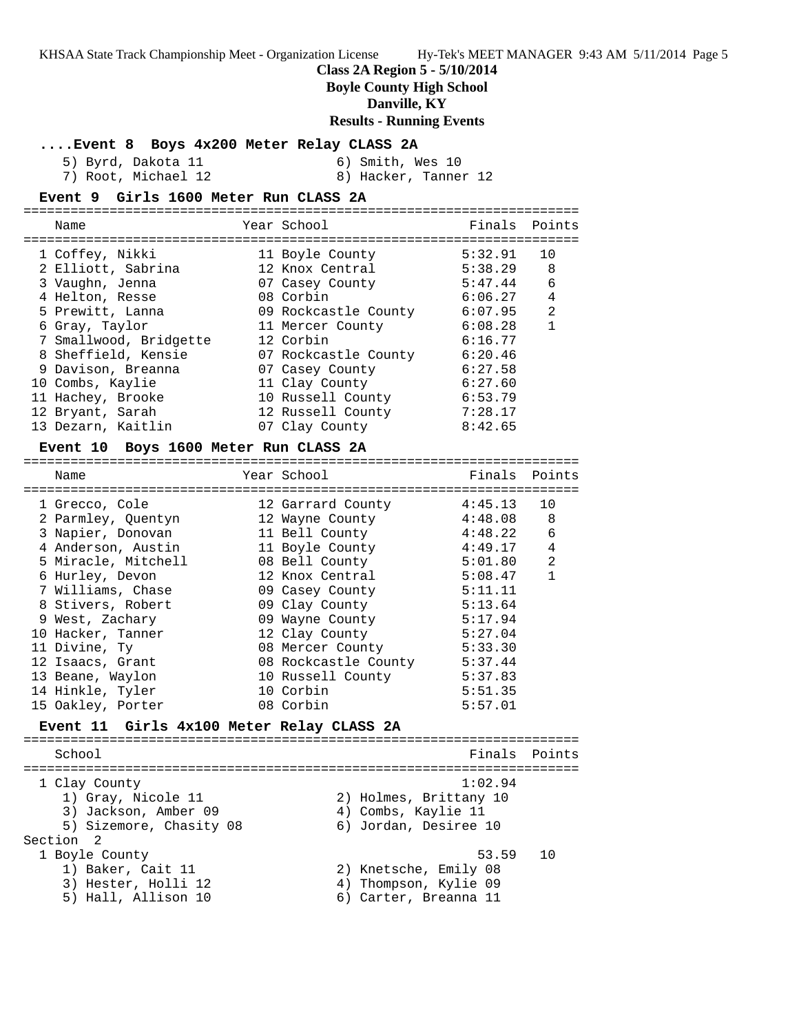**Class 2A Region 5 - 5/10/2014**
**Boyle County High School**
**Danville, KY**
**Results - Running Events**

#### ....Event 8 Boys 4x200 Meter Relay CLASS 2A

5) Byrd, Dakota 11 — 6) Smith, Wes 10
7) Root, Michael 12 — 8) Hacker, Tanner 12

#### Event 9 Girls 1600 Meter Run CLASS 2A

| Place | Name | Year | School | Finals | Points |
|---|---|---|---|---|---|
| 1 | Coffey, Nikki | 11 | Boyle County | 5:32.91 | 10 |
| 2 | Elliott, Sabrina | 12 | Knox Central | 5:38.29 | 8 |
| 3 | Vaughn, Jenna | 07 | Casey County | 5:47.44 | 6 |
| 4 | Helton, Resse | 08 | Corbin | 6:06.27 | 4 |
| 5 | Prewitt, Lanna | 09 | Rockcastle County | 6:07.95 | 2 |
| 6 | Gray, Taylor | 11 | Mercer County | 6:08.28 | 1 |
| 7 | Smallwood, Bridgette | 12 | Corbin | 6:16.77 | |
| 8 | Sheffield, Kensie | 07 | Rockcastle County | 6:20.46 | |
| 9 | Davison, Breanna | 07 | Casey County | 6:27.58 | |
| 10 | Combs, Kaylie | 11 | Clay County | 6:27.60 | |
| 11 | Hachey, Brooke | 10 | Russell County | 6:53.79 | |
| 12 | Bryant, Sarah | 12 | Russell County | 7:28.17 | |
| 13 | Dezarn, Kaitlin | 07 | Clay County | 8:42.65 | |

#### Event 10 Boys 1600 Meter Run CLASS 2A

| Place | Name | Year | School | Finals | Points |
|---|---|---|---|---|---|
| 1 | Grecco, Cole | 12 | Garrard County | 4:45.13 | 10 |
| 2 | Parmley, Quentyn | 12 | Wayne County | 4:48.08 | 8 |
| 3 | Napier, Donovan | 11 | Bell County | 4:48.22 | 6 |
| 4 | Anderson, Austin | 11 | Boyle County | 4:49.17 | 4 |
| 5 | Miracle, Mitchell | 08 | Bell County | 5:01.80 | 2 |
| 6 | Hurley, Devon | 12 | Knox Central | 5:08.47 | 1 |
| 7 | Williams, Chase | 09 | Casey County | 5:11.11 | |
| 8 | Stivers, Robert | 09 | Clay County | 5:13.64 | |
| 9 | West, Zachary | 09 | Wayne County | 5:17.94 | |
| 10 | Hacker, Tanner | 12 | Clay County | 5:27.04 | |
| 11 | Divine, Ty | 08 | Mercer County | 5:33.30 | |
| 12 | Isaacs, Grant | 08 | Rockcastle County | 5:37.44 | |
| 13 | Beane, Waylon | 10 | Russell County | 5:37.83 | |
| 14 | Hinkle, Tyler | 10 | Corbin | 5:51.35 | |
| 15 | Oakley, Porter | 08 | Corbin | 5:57.01 | |

#### Event 11 Girls 4x100 Meter Relay CLASS 2A

| Place | School | Finals | Points |
|---|---|---|---|
| 1 | Clay County | 1:02.94 | |

1) Gray, Nicole 11 — 2) Holmes, Brittany 10
3) Jackson, Amber 09 — 4) Combs, Kaylie 11
5) Sizemore, Chasity 08 — 6) Jordan, Desiree 10

Section 2

| Place | School | Finals | Points |
|---|---|---|---|
| 1 | Boyle County | 53.59 | 10 |

1) Baker, Cait 11 — 2) Knetsche, Emily 08
3) Hester, Holli 12 — 4) Thompson, Kylie 09
5) Hall, Allison 10 — 6) Carter, Breanna 11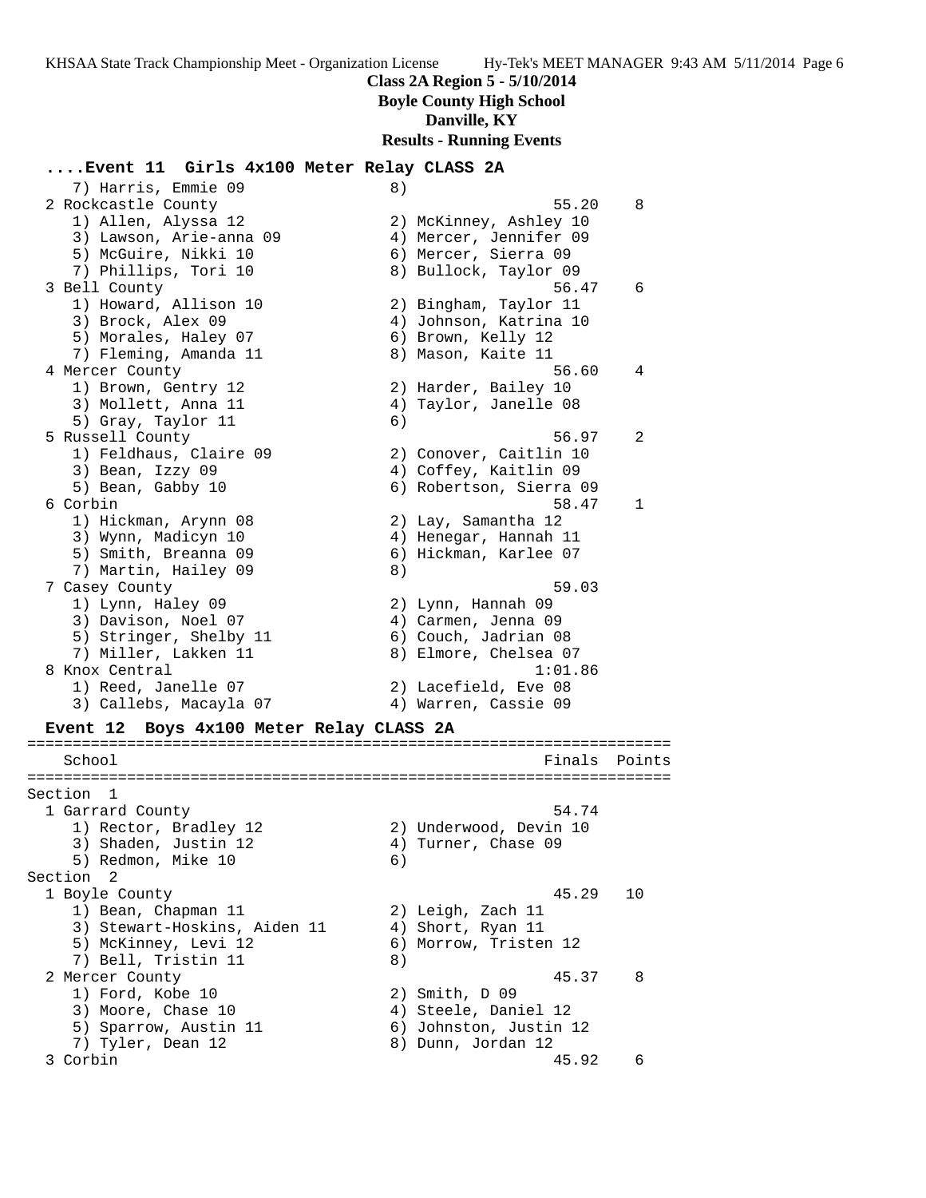**Class 2A Region 5 - 5/10/2014**
**Boyle County High School**
**Danville, KY**
**Results - Running Events**

### ....Event 11 Girls 4x100 Meter Relay CLASS 2A

```
    7) Harris, Emmie 09                8)
  2 Rockcastle County                                 55.20    8
    1) Allen, Alyssa 12                2) McKinney, Ashley 10
    3) Lawson, Arie-anna 09            4) Mercer, Jennifer 09
    5) McGuire, Nikki 10               6) Mercer, Sierra 09
    7) Phillips, Tori 10               8) Bullock, Taylor 09
  3 Bell County                                       56.47    6
    1) Howard, Allison 10              2) Bingham, Taylor 11
    3) Brock, Alex 09                  4) Johnson, Katrina 10
    5) Morales, Haley 07               6) Brown, Kelly 12
    7) Fleming, Amanda 11              8) Mason, Kaite 11
  4 Mercer County                                     56.60    4
    1) Brown, Gentry 12                2) Harder, Bailey 10
    3) Mollett, Anna 11                4) Taylor, Janelle 08
    5) Gray, Taylor 11                 6)
  5 Russell County                                    56.97    2
    1) Feldhaus, Claire 09             2) Conover, Caitlin 10
    3) Bean, Izzy 09                   4) Coffey, Kaitlin 09
    5) Bean, Gabby 10                  6) Robertson, Sierra 09
  6 Corbin                                            58.47    1
    1) Hickman, Arynn 08               2) Lay, Samantha 12
    3) Wynn, Madicyn 10                4) Henegar, Hannah 11
    5) Smith, Breanna 09               6) Hickman, Karlee 07
    7) Martin, Hailey 09               8)
  7 Casey County                                      59.03
    1) Lynn, Haley 09                  2) Lynn, Hannah 09
    3) Davison, Noel 07                4) Carmen, Jenna 09
    5) Stringer, Shelby 11             6) Couch, Jadrian 08
    7) Miller, Lakken 11               8) Elmore, Chelsea 07
  8 Knox Central                                    1:01.86
    1) Reed, Janelle 07                2) Lacefield, Eve 08
    3) Callebs, Macayla 07             4) Warren, Cassie 09
```

### Event 12 Boys 4x100 Meter Relay CLASS 2A

```
===================================================================
    School                                            Finals  Points
===================================================================
Section  1
  1 Garrard County                                    54.74
    1) Rector, Bradley 12              2) Underwood, Devin 10
    3) Shaden, Justin 12               4) Turner, Chase 09
    5) Redmon, Mike 10                 6)
Section  2
  1 Boyle County                                      45.29   10
    1) Bean, Chapman 11                2) Leigh, Zach 11
    3) Stewart-Hoskins, Aiden 11       4) Short, Ryan 11
    5) McKinney, Levi 12               6) Morrow, Tristen 12
    7) Bell, Tristin 11                8)
  2 Mercer County                                     45.37    8
    1) Ford, Kobe 10                   2) Smith, D 09
    3) Moore, Chase 10                 4) Steele, Daniel 12
    5) Sparrow, Austin 11              6) Johnston, Justin 12
    7) Tyler, Dean 12                  8) Dunn, Jordan 12
  3 Corbin                                            45.92    6
```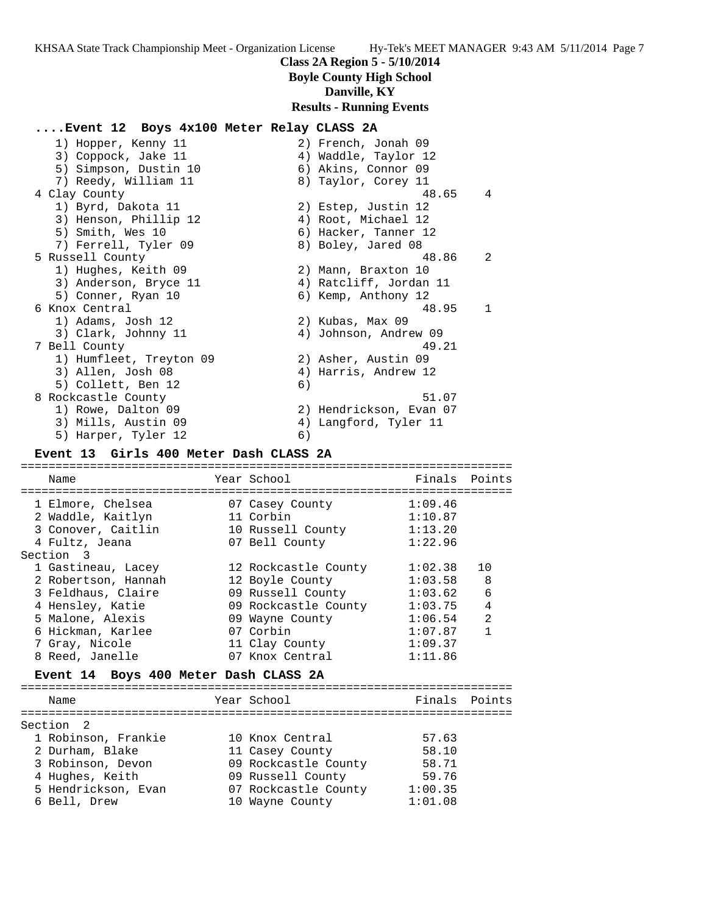**Class 2A Region 5 - 5/10/2014**
**Boyle County High School**
**Danville, KY**
**Results - Running Events**

### ....Event 12 Boys 4x100 Meter Relay CLASS 2A

```
    1) Hopper, Kenny 11                 2) French, Jonah 09
    3) Coppock, Jake 11                 4) Waddle, Taylor 12
    5) Simpson, Dustin 10               6) Akins, Connor 09
    7) Reedy, William 11                8) Taylor, Corey 11
  4 Clay County                                  48.65    4
    1) Byrd, Dakota 11                  2) Estep, Justin 12
    3) Henson, Phillip 12               4) Root, Michael 12
    5) Smith, Wes 10                    6) Hacker, Tanner 12
    7) Ferrell, Tyler 09                8) Boley, Jared 08
  5 Russell County                               48.86    2
    1) Hughes, Keith 09                 2) Mann, Braxton 10
    3) Anderson, Bryce 11               4) Ratcliff, Jordan 11
    5) Conner, Ryan 10                  6) Kemp, Anthony 12
  6 Knox Central                                 48.95    1
    1) Adams, Josh 12                   2) Kubas, Max 09
    3) Clark, Johnny 11                 4) Johnson, Andrew 09
  7 Bell County                                  49.21
    1) Humfleet, Treyton 09             2) Asher, Austin 09
    3) Allen, Josh 08                   4) Harris, Andrew 12
    5) Collett, Ben 12                  6)
  8 Rockcastle County                            51.07
    1) Rowe, Dalton 09                  2) Hendrickson, Evan 07
    3) Mills, Austin 09                 4) Langford, Tyler 11
    5) Harper, Tyler 12                 6)
```

### Event 13 Girls 400 Meter Dash CLASS 2A

| | Name | Year | School | Finals | Points |
|---|---|---|---|---|---|
| 1 | Elmore, Chelsea | 07 | Casey County | 1:09.46 | |
| 2 | Waddle, Kaitlyn | 11 | Corbin | 1:10.87 | |
| 3 | Conover, Caitlin | 10 | Russell County | 1:13.20 | |
| 4 | Fultz, Jeana | 07 | Bell County | 1:22.96 | |
| **Section 3** | | | | | |
| 1 | Gastineau, Lacey | 12 | Rockcastle County | 1:02.38 | 10 |
| 2 | Robertson, Hannah | 12 | Boyle County | 1:03.58 | 8 |
| 3 | Feldhaus, Claire | 09 | Russell County | 1:03.62 | 6 |
| 4 | Hensley, Katie | 09 | Rockcastle County | 1:03.75 | 4 |
| 5 | Malone, Alexis | 09 | Wayne County | 1:06.54 | 2 |
| 6 | Hickman, Karlee | 07 | Corbin | 1:07.87 | 1 |
| 7 | Gray, Nicole | 11 | Clay County | 1:09.37 | |
| 8 | Reed, Janelle | 07 | Knox Central | 1:11.86 | |

### Event 14 Boys 400 Meter Dash CLASS 2A

| | Name | Year | School | Finals | Points |
|---|---|---|---|---|---|
| **Section 2** | | | | | |
| 1 | Robinson, Frankie | 10 | Knox Central | 57.63 | |
| 2 | Durham, Blake | 11 | Casey County | 58.10 | |
| 3 | Robinson, Devon | 09 | Rockcastle County | 58.71 | |
| 4 | Hughes, Keith | 09 | Russell County | 59.76 | |
| 5 | Hendrickson, Evan | 07 | Rockcastle County | 1:00.35 | |
| 6 | Bell, Drew | 10 | Wayne County | 1:01.08 | |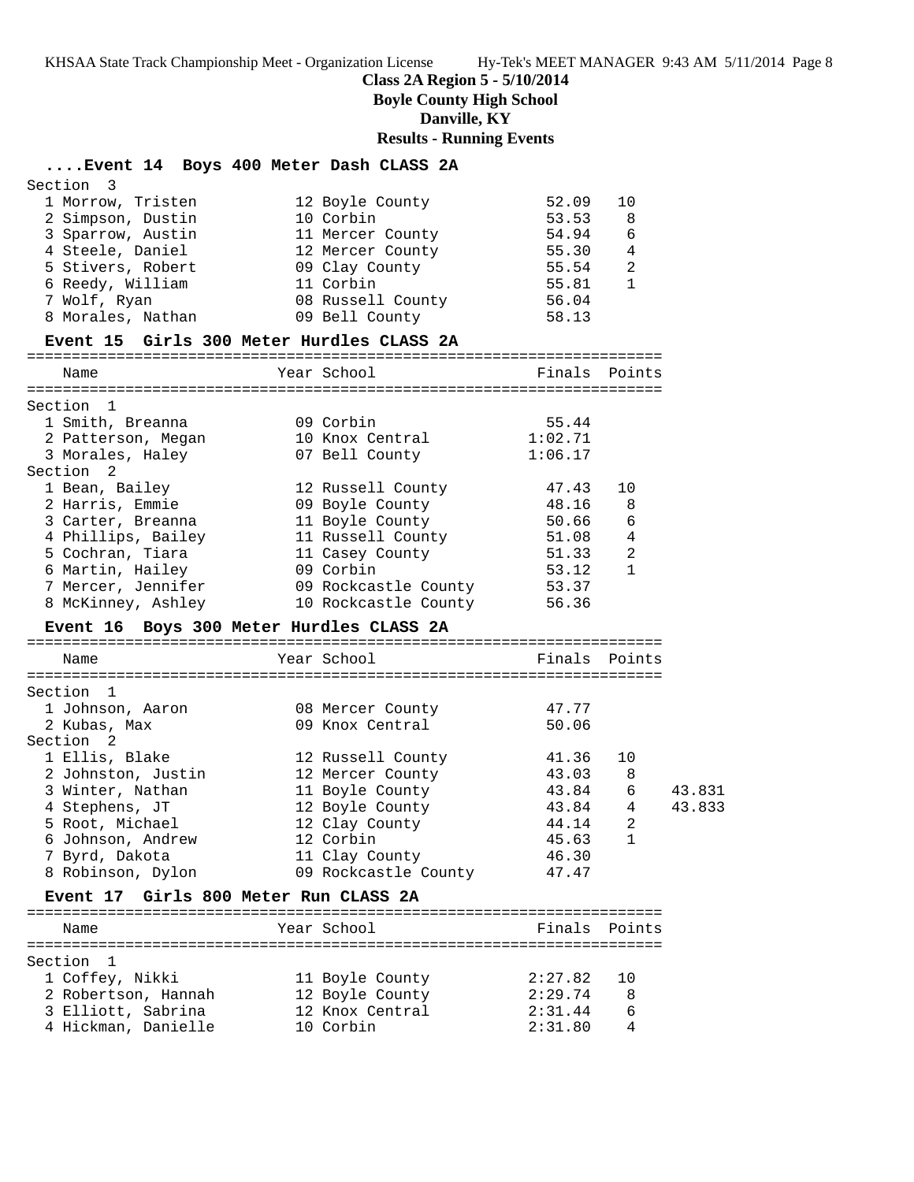**Class 2A Region 5 - 5/10/2014**
**Boyle County High School**
**Danville, KY**
**Results - Running Events**

### ....Event 14 Boys 400 Meter Dash CLASS 2A

Section 3

| Name | Year | School | Finals | Points |
|---|---|---|---|---|
| 1 Morrow, Tristen | 12 | Boyle County | 52.09 | 10 |
| 2 Simpson, Dustin | 10 | Corbin | 53.53 | 8 |
| 3 Sparrow, Austin | 11 | Mercer County | 54.94 | 6 |
| 4 Steele, Daniel | 12 | Mercer County | 55.30 | 4 |
| 5 Stivers, Robert | 09 | Clay County | 55.54 | 2 |
| 6 Reedy, William | 11 | Corbin | 55.81 | 1 |
| 7 Wolf, Ryan | 08 | Russell County | 56.04 | |
| 8 Morales, Nathan | 09 | Bell County | 58.13 | |

### Event 15 Girls 300 Meter Hurdles CLASS 2A

| Name | Year | School | Finals | Points |
|---|---|---|---|---|
| **Section 1** | | | | |
| 1 Smith, Breanna | 09 | Corbin | 55.44 | |
| 2 Patterson, Megan | 10 | Knox Central | 1:02.71 | |
| 3 Morales, Haley | 07 | Bell County | 1:06.17 | |
| **Section 2** | | | | |
| 1 Bean, Bailey | 12 | Russell County | 47.43 | 10 |
| 2 Harris, Emmie | 09 | Boyle County | 48.16 | 8 |
| 3 Carter, Breanna | 11 | Boyle County | 50.66 | 6 |
| 4 Phillips, Bailey | 11 | Russell County | 51.08 | 4 |
| 5 Cochran, Tiara | 11 | Casey County | 51.33 | 2 |
| 6 Martin, Hailey | 09 | Corbin | 53.12 | 1 |
| 7 Mercer, Jennifer | 09 | Rockcastle County | 53.37 | |
| 8 McKinney, Ashley | 10 | Rockcastle County | 56.36 | |

### Event 16 Boys 300 Meter Hurdles CLASS 2A

| Name | Year | School | Finals | Points | |
|---|---|---|---|---|---|
| **Section 1** | | | | | |
| 1 Johnson, Aaron | 08 | Mercer County | 47.77 | | |
| 2 Kubas, Max | 09 | Knox Central | 50.06 | | |
| **Section 2** | | | | | |
| 1 Ellis, Blake | 12 | Russell County | 41.36 | 10 | |
| 2 Johnston, Justin | 12 | Mercer County | 43.03 | 8 | |
| 3 Winter, Nathan | 11 | Boyle County | 43.84 | 6 | 43.831 |
| 4 Stephens, JT | 12 | Boyle County | 43.84 | 4 | 43.833 |
| 5 Root, Michael | 12 | Clay County | 44.14 | 2 | |
| 6 Johnson, Andrew | 12 | Corbin | 45.63 | 1 | |
| 7 Byrd, Dakota | 11 | Clay County | 46.30 | | |
| 8 Robinson, Dylon | 09 | Rockcastle County | 47.47 | | |

### Event 17 Girls 800 Meter Run CLASS 2A

| Name | Year | School | Finals | Points |
|---|---|---|---|---|
| **Section 1** | | | | |
| 1 Coffey, Nikki | 11 | Boyle County | 2:27.82 | 10 |
| 2 Robertson, Hannah | 12 | Boyle County | 2:29.74 | 8 |
| 3 Elliott, Sabrina | 12 | Knox Central | 2:31.44 | 6 |
| 4 Hickman, Danielle | 10 | Corbin | 2:31.80 | 4 |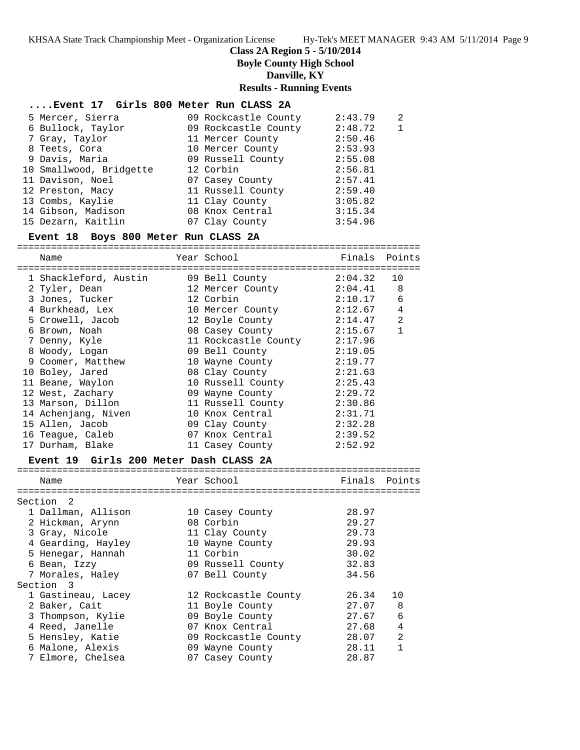## Class 2A Region 5 - 5/10/2014

**Boyle County High School**

**Danville, KY**

**Results - Running Events**

### ....Event 17 Girls 800 Meter Run CLASS 2A

| Name | Year | School | Finals | Points |
|---|---|---|---|---|
| 5 Mercer, Sierra | 09 | Rockcastle County | 2:43.79 | 2 |
| 6 Bullock, Taylor | 09 | Rockcastle County | 2:48.72 | 1 |
| 7 Gray, Taylor | 11 | Mercer County | 2:50.46 | |
| 8 Teets, Cora | 10 | Mercer County | 2:53.93 | |
| 9 Davis, Maria | 09 | Russell County | 2:55.08 | |
| 10 Smallwood, Bridgette | 12 | Corbin | 2:56.81 | |
| 11 Davison, Noel | 07 | Casey County | 2:57.41 | |
| 12 Preston, Macy | 11 | Russell County | 2:59.40 | |
| 13 Combs, Kaylie | 11 | Clay County | 3:05.82 | |
| 14 Gibson, Madison | 08 | Knox Central | 3:15.34 | |
| 15 Dezarn, Kaitlin | 07 | Clay County | 3:54.96 | |

### Event 18 Boys 800 Meter Run CLASS 2A

| Name | Year | School | Finals | Points |
|---|---|---|---|---|
| 1 Shackleford, Austin | 09 | Bell County | 2:04.32 | 10 |
| 2 Tyler, Dean | 12 | Mercer County | 2:04.41 | 8 |
| 3 Jones, Tucker | 12 | Corbin | 2:10.17 | 6 |
| 4 Burkhead, Lex | 10 | Mercer County | 2:12.67 | 4 |
| 5 Crowell, Jacob | 12 | Boyle County | 2:14.47 | 2 |
| 6 Brown, Noah | 08 | Casey County | 2:15.67 | 1 |
| 7 Denny, Kyle | 11 | Rockcastle County | 2:17.96 | |
| 8 Woody, Logan | 09 | Bell County | 2:19.05 | |
| 9 Coomer, Matthew | 10 | Wayne County | 2:19.77 | |
| 10 Boley, Jared | 08 | Clay County | 2:21.63 | |
| 11 Beane, Waylon | 10 | Russell County | 2:25.43 | |
| 12 West, Zachary | 09 | Wayne County | 2:29.72 | |
| 13 Marson, Dillon | 11 | Russell County | 2:30.86 | |
| 14 Achenjang, Niven | 10 | Knox Central | 2:31.71 | |
| 15 Allen, Jacob | 09 | Clay County | 2:32.28 | |
| 16 Teague, Caleb | 07 | Knox Central | 2:39.52 | |
| 17 Durham, Blake | 11 | Casey County | 2:52.92 | |

### Event 19 Girls 200 Meter Dash CLASS 2A

| Name | Year | School | Finals | Points |
|---|---|---|---|---|
| **Section 2** | | | | |
| 1 Dallman, Allison | 10 | Casey County | 28.97 | |
| 2 Hickman, Arynn | 08 | Corbin | 29.27 | |
| 3 Gray, Nicole | 11 | Clay County | 29.73 | |
| 4 Gearding, Hayley | 10 | Wayne County | 29.93 | |
| 5 Henegar, Hannah | 11 | Corbin | 30.02 | |
| 6 Bean, Izzy | 09 | Russell County | 32.83 | |
| 7 Morales, Haley | 07 | Bell County | 34.56 | |
| **Section 3** | | | | |
| 1 Gastineau, Lacey | 12 | Rockcastle County | 26.34 | 10 |
| 2 Baker, Cait | 11 | Boyle County | 27.07 | 8 |
| 3 Thompson, Kylie | 09 | Boyle County | 27.67 | 6 |
| 4 Reed, Janelle | 07 | Knox Central | 27.68 | 4 |
| 5 Hensley, Katie | 09 | Rockcastle County | 28.07 | 2 |
| 6 Malone, Alexis | 09 | Wayne County | 28.11 | 1 |
| 7 Elmore, Chelsea | 07 | Casey County | 28.87 | |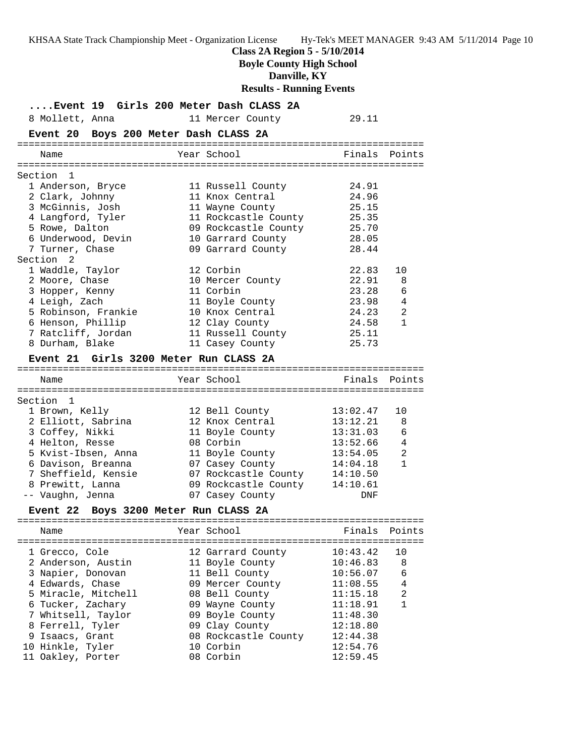# Class 2A Region 5 - 5/10/2014
## Boyle County High School
## Danville, KY
## Results - Running Events

### ....Event 19 Girls 200 Meter Dash CLASS 2A

| Place | Name | Year | School | Finals | Points |
|---|---|---|---|---|---|
| 8 | Mollett, Anna | 11 | Mercer County | 29.11 | |

### Event 20 Boys 200 Meter Dash CLASS 2A

| Place | Name | Year | School | Finals | Points |
|---|---|---|---|---|---|
| **Section 1** | | | | | |
| 1 | Anderson, Bryce | 11 | Russell County | 24.91 | |
| 2 | Clark, Johnny | 11 | Knox Central | 24.96 | |
| 3 | McGinnis, Josh | 11 | Wayne County | 25.15 | |
| 4 | Langford, Tyler | 11 | Rockcastle County | 25.35 | |
| 5 | Rowe, Dalton | 09 | Rockcastle County | 25.70 | |
| 6 | Underwood, Devin | 10 | Garrard County | 28.05 | |
| 7 | Turner, Chase | 09 | Garrard County | 28.44 | |
| **Section 2** | | | | | |
| 1 | Waddle, Taylor | 12 | Corbin | 22.83 | 10 |
| 2 | Moore, Chase | 10 | Mercer County | 22.91 | 8 |
| 3 | Hopper, Kenny | 11 | Corbin | 23.28 | 6 |
| 4 | Leigh, Zach | 11 | Boyle County | 23.98 | 4 |
| 5 | Robinson, Frankie | 10 | Knox Central | 24.23 | 2 |
| 6 | Henson, Phillip | 12 | Clay County | 24.58 | 1 |
| 7 | Ratcliff, Jordan | 11 | Russell County | 25.11 | |
| 8 | Durham, Blake | 11 | Casey County | 25.73 | |

### Event 21 Girls 3200 Meter Run CLASS 2A

| Place | Name | Year | School | Finals | Points |
|---|---|---|---|---|---|
| **Section 1** | | | | | |
| 1 | Brown, Kelly | 12 | Bell County | 13:02.47 | 10 |
| 2 | Elliott, Sabrina | 12 | Knox Central | 13:12.21 | 8 |
| 3 | Coffey, Nikki | 11 | Boyle County | 13:31.03 | 6 |
| 4 | Helton, Resse | 08 | Corbin | 13:52.66 | 4 |
| 5 | Kvist-Ibsen, Anna | 11 | Boyle County | 13:54.05 | 2 |
| 6 | Davison, Breanna | 07 | Casey County | 14:04.18 | 1 |
| 7 | Sheffield, Kensie | 07 | Rockcastle County | 14:10.50 | |
| 8 | Prewitt, Lanna | 09 | Rockcastle County | 14:10.61 | |
| -- | Vaughn, Jenna | 07 | Casey County | DNF | |

### Event 22 Boys 3200 Meter Run CLASS 2A

| Place | Name | Year | School | Finals | Points |
|---|---|---|---|---|---|
| 1 | Grecco, Cole | 12 | Garrard County | 10:43.42 | 10 |
| 2 | Anderson, Austin | 11 | Boyle County | 10:46.83 | 8 |
| 3 | Napier, Donovan | 11 | Bell County | 10:56.07 | 6 |
| 4 | Edwards, Chase | 09 | Mercer County | 11:08.55 | 4 |
| 5 | Miracle, Mitchell | 08 | Bell County | 11:15.18 | 2 |
| 6 | Tucker, Zachary | 09 | Wayne County | 11:18.91 | 1 |
| 7 | Whitsell, Taylor | 09 | Boyle County | 11:48.30 | |
| 8 | Ferrell, Tyler | 09 | Clay County | 12:18.80 | |
| 9 | Isaacs, Grant | 08 | Rockcastle County | 12:44.38 | |
| 10 | Hinkle, Tyler | 10 | Corbin | 12:54.76 | |
| 11 | Oakley, Porter | 08 | Corbin | 12:59.45 | |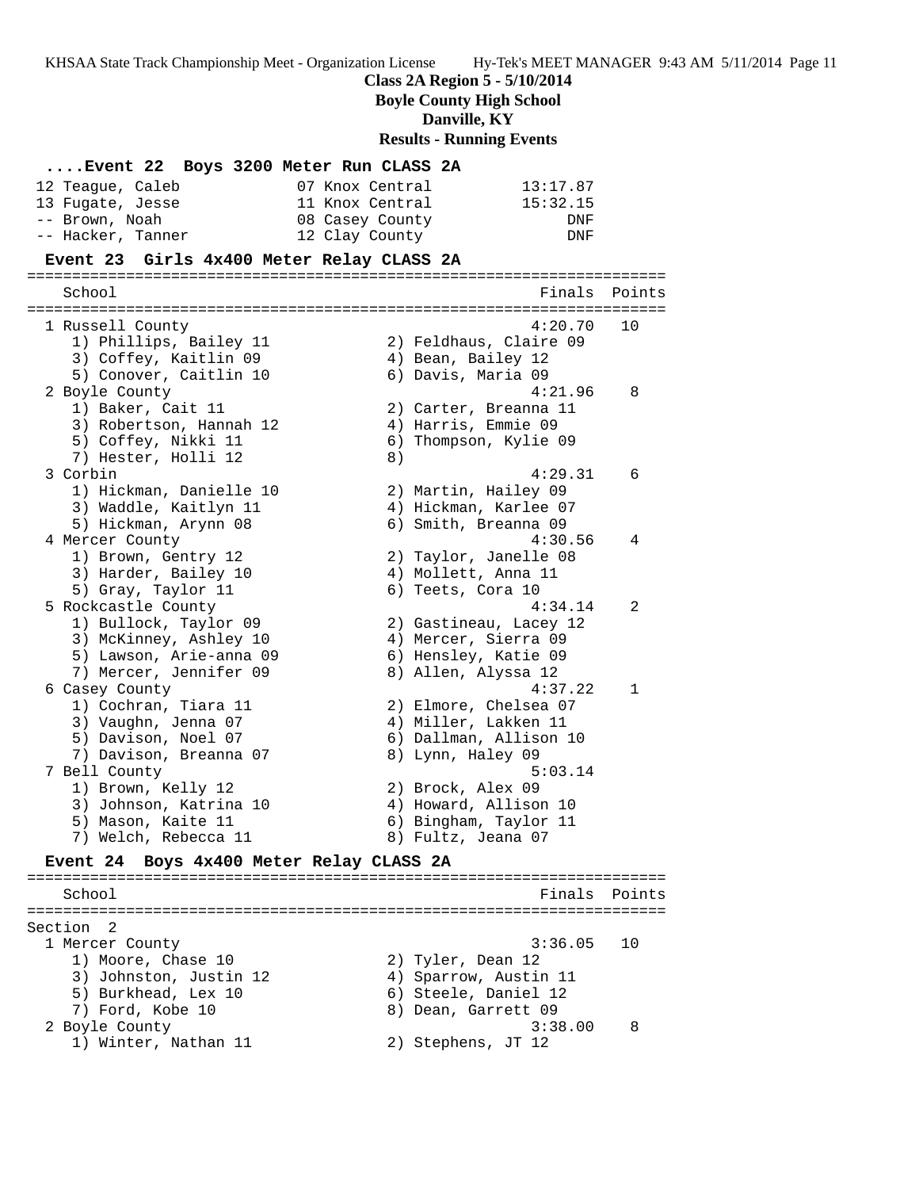**Class 2A Region 5 - 5/10/2014**
**Boyle County High School**
**Danville, KY**
**Results - Running Events**

### ....Event 22 Boys 3200 Meter Run CLASS 2A

| Place | Name | Year | School | Finals |
|---|---|---|---|---|
| 12 | Teague, Caleb | 07 | Knox Central | 13:17.87 |
| 13 | Fugate, Jesse | 11 | Knox Central | 15:32.15 |
| -- | Brown, Noah | 08 | Casey County | DNF |
| -- | Hacker, Tanner | 12 | Clay County | DNF |

### Event 23 Girls 4x400 Meter Relay CLASS 2A

| Place | School | Finals | Points |
|---|---|---|---|
| 1 | Russell County | 4:20.70 | 10 |
| | 1) Phillips, Bailey 11; 2) Feldhaus, Claire 09; 3) Coffey, Kaitlin 09; 4) Bean, Bailey 12; 5) Conover, Caitlin 10; 6) Davis, Maria 09 | | |
| 2 | Boyle County | 4:21.96 | 8 |
| | 1) Baker, Cait 11; 2) Carter, Breanna 11; 3) Robertson, Hannah 12; 4) Harris, Emmie 09; 5) Coffey, Nikki 11; 6) Thompson, Kylie 09; 7) Hester, Holli 12; 8) | | |
| 3 | Corbin | 4:29.31 | 6 |
| | 1) Hickman, Danielle 10; 2) Martin, Hailey 09; 3) Waddle, Kaitlyn 11; 4) Hickman, Karlee 07; 5) Hickman, Arynn 08; 6) Smith, Breanna 09 | | |
| 4 | Mercer County | 4:30.56 | 4 |
| | 1) Brown, Gentry 12; 2) Taylor, Janelle 08; 3) Harder, Bailey 10; 4) Mollett, Anna 11; 5) Gray, Taylor 11; 6) Teets, Cora 10 | | |
| 5 | Rockcastle County | 4:34.14 | 2 |
| | 1) Bullock, Taylor 09; 2) Gastineau, Lacey 12; 3) McKinney, Ashley 10; 4) Mercer, Sierra 09; 5) Lawson, Arie-anna 09; 6) Hensley, Katie 09; 7) Mercer, Jennifer 09; 8) Allen, Alyssa 12 | | |
| 6 | Casey County | 4:37.22 | 1 |
| | 1) Cochran, Tiara 11; 2) Elmore, Chelsea 07; 3) Vaughn, Jenna 07; 4) Miller, Lakken 11; 5) Davison, Noel 07; 6) Dallman, Allison 10; 7) Davison, Breanna 07; 8) Lynn, Haley 09 | | |
| 7 | Bell County | 5:03.14 | |
| | 1) Brown, Kelly 12; 2) Brock, Alex 09; 3) Johnson, Katrina 10; 4) Howard, Allison 10; 5) Mason, Kaite 11; 6) Bingham, Taylor 11; 7) Welch, Rebecca 11; 8) Fultz, Jeana 07 | | |

### Event 24 Boys 4x400 Meter Relay CLASS 2A

Section 2

| Place | School | Finals | Points |
|---|---|---|---|
| 1 | Mercer County | 3:36.05 | 10 |
| | 1) Moore, Chase 10; 2) Tyler, Dean 12; 3) Johnston, Justin 12; 4) Sparrow, Austin 11; 5) Burkhead, Lex 10; 6) Steele, Daniel 12; 7) Ford, Kobe 10; 8) Dean, Garrett 09 | | |
| 2 | Boyle County | 3:38.00 | 8 |
| | 1) Winter, Nathan 11; 2) Stephens, JT 12 | | |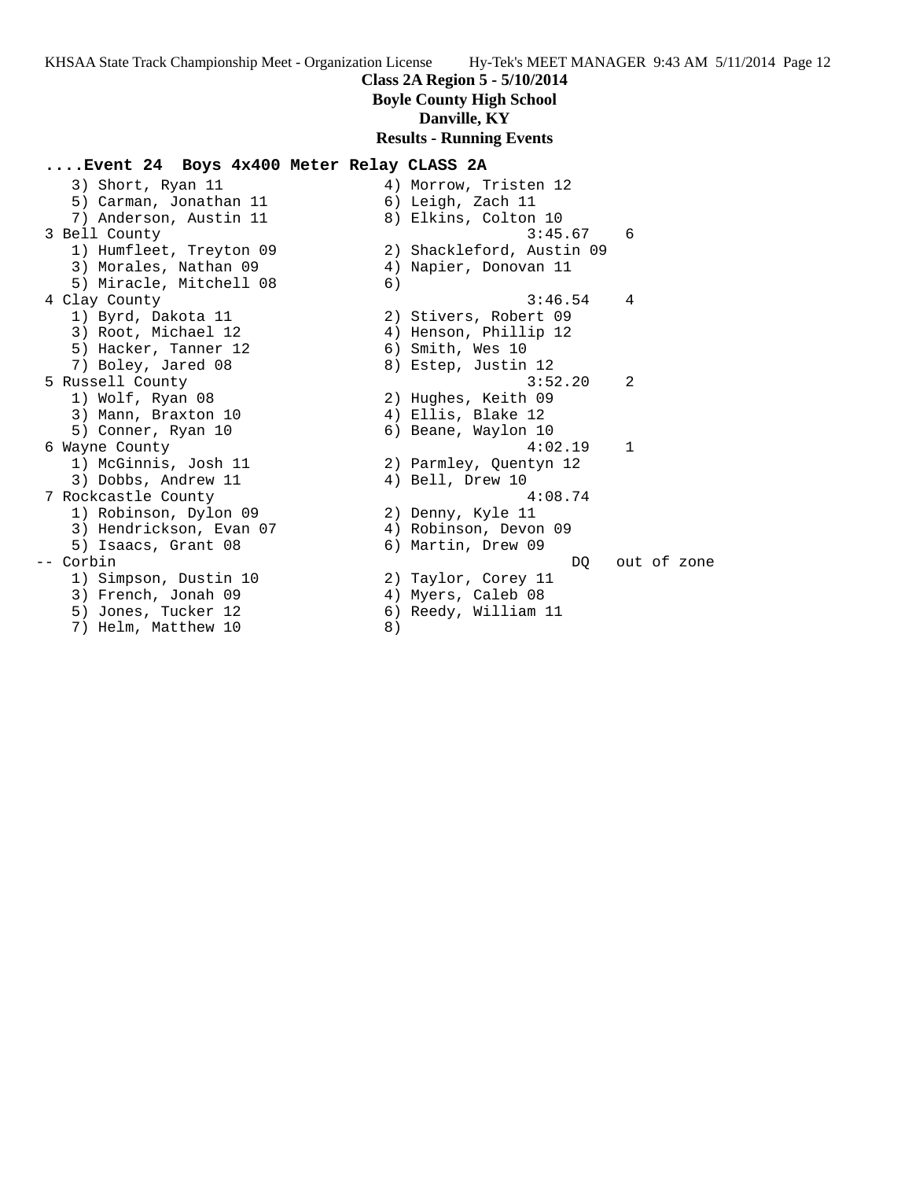**Class 2A Region 5 - 5/10/2014**

**Boyle County High School**

**Danville, KY**

**Results - Running Events**

```
....Event 24  Boys 4x400 Meter Relay CLASS 2A
    3) Short, Ryan 11                4) Morrow, Tristen 12
    5) Carman, Jonathan 11           6) Leigh, Zach 11
    7) Anderson, Austin 11           8) Elkins, Colton 10
  3 Bell County                                3:45.67    6
    1) Humfleet, Treyton 09          2) Shackleford, Austin 09
    3) Morales, Nathan 09            4) Napier, Donovan 11
    5) Miracle, Mitchell 08          6)
  4 Clay County                                3:46.54    4
    1) Byrd, Dakota 11               2) Stivers, Robert 09
    3) Root, Michael 12              4) Henson, Phillip 12
    5) Hacker, Tanner 12             6) Smith, Wes 10
    7) Boley, Jared 08               8) Estep, Justin 12
  5 Russell County                             3:52.20    2
    1) Wolf, Ryan 08                 2) Hughes, Keith 09
    3) Mann, Braxton 10              4) Ellis, Blake 12
    5) Conner, Ryan 10               6) Beane, Waylon 10
  6 Wayne County                               4:02.19    1
    1) McGinnis, Josh 11             2) Parmley, Quentyn 12
    3) Dobbs, Andrew 11              4) Bell, Drew 10
  7 Rockcastle County                          4:08.74
    1) Robinson, Dylon 09            2) Denny, Kyle 11
    3) Hendrickson, Evan 07          4) Robinson, Devon 09
    5) Isaacs, Grant 08              6) Martin, Drew 09
 -- Corbin                                         DQ   out of zone
    1) Simpson, Dustin 10            2) Taylor, Corey 11
    3) French, Jonah 09              4) Myers, Caleb 08
    5) Jones, Tucker 12              6) Reedy, William 11
    7) Helm, Matthew 10              8)
```